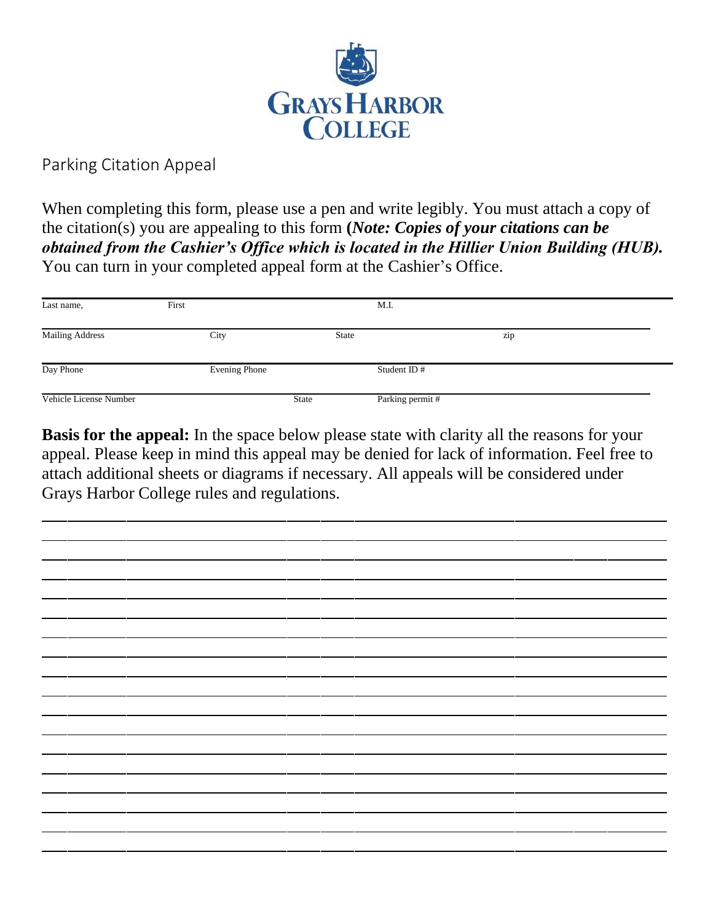GRAYS HARBOR COLLEGE

# Parking Citation Appeal

When completing this form, please use a pen and write legibly. You must attach a copy of the citation(s) you are appealing to this form **(*Note: Copies of your citations can be obtained from the Cashier's Office which is located in the Hillier Union Building (HUB).*** You can turn in your completed appeal form at the Cashier's Office.

Last name, First M.I.

Mailing Address City State zip

Day Phone Evening Phone Student ID #

Vehicle License Number State Parking permit #

**Basis for the appeal:** In the space below please state with clarity all the reasons for your appeal. Please keep in mind this appeal may be denied for lack of information. Feel free to attach additional sheets or diagrams if necessary. All appeals will be considered under Grays Harbor College rules and regulations.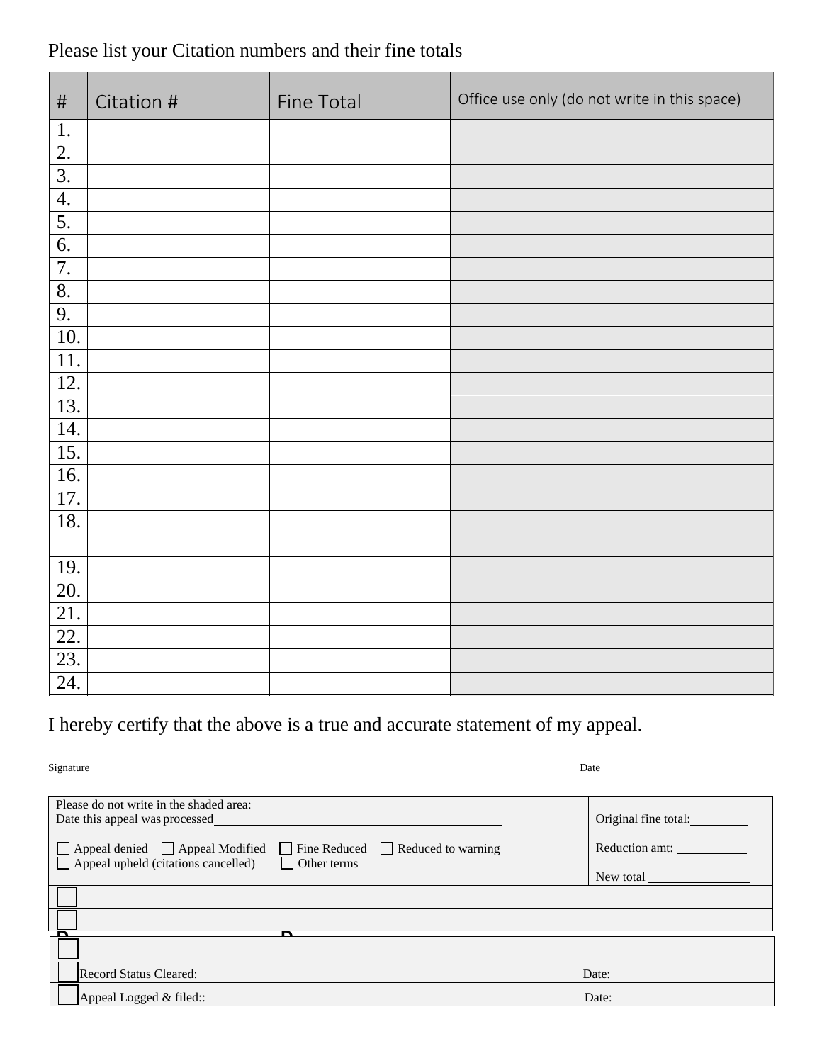Please list your Citation numbers and their fine totals

| # | Citation # | Fine Total | Office use only (do not write in this space) |
|---|---|---|---|
| 1. | | | |
| 2. | | | |
| 3. | | | |
| 4. | | | |
| 5. | | | |
| 6. | | | |
| 7. | | | |
| 8. | | | |
| 9. | | | |
| 10. | | | |
| 11. | | | |
| 12. | | | |
| 13. | | | |
| 14. | | | |
| 15. | | | |
| 16. | | | |
| 17. | | | |
| 18. | | | |
| | | | |
| 19. | | | |
| 20. | | | |
| 21. | | | |
| 22. | | | |
| 23. | | | |
| 24. | | | |

I hereby certify that the above is a true and accurate statement of my appeal.

Signature Date

| | |
|---|---|
| Please do not write in the shaded area:<br>Date this appeal was processed\_\_\_\_\_\_\_\_\_\_\_\_\_\_\_\_\_\_\_\_<br><br>☐ Appeal denied ☐ Appeal Modified ☐ Fine Reduced ☐ Reduced to warning<br>☐ Appeal upheld (citations cancelled) ☐ Other terms | Original fine total:\_\_\_\_\_\_\_\_<br><br>Reduction amt: \_\_\_\_\_\_\_\_<br><br>New total \_\_\_\_\_\_\_\_\_\_ |
| ☐ | |
| ☐ | |
| ☐ | |
| ☐ Record Status Cleared: | Date: |
| ☐ Appeal Logged & filed:: | Date: |